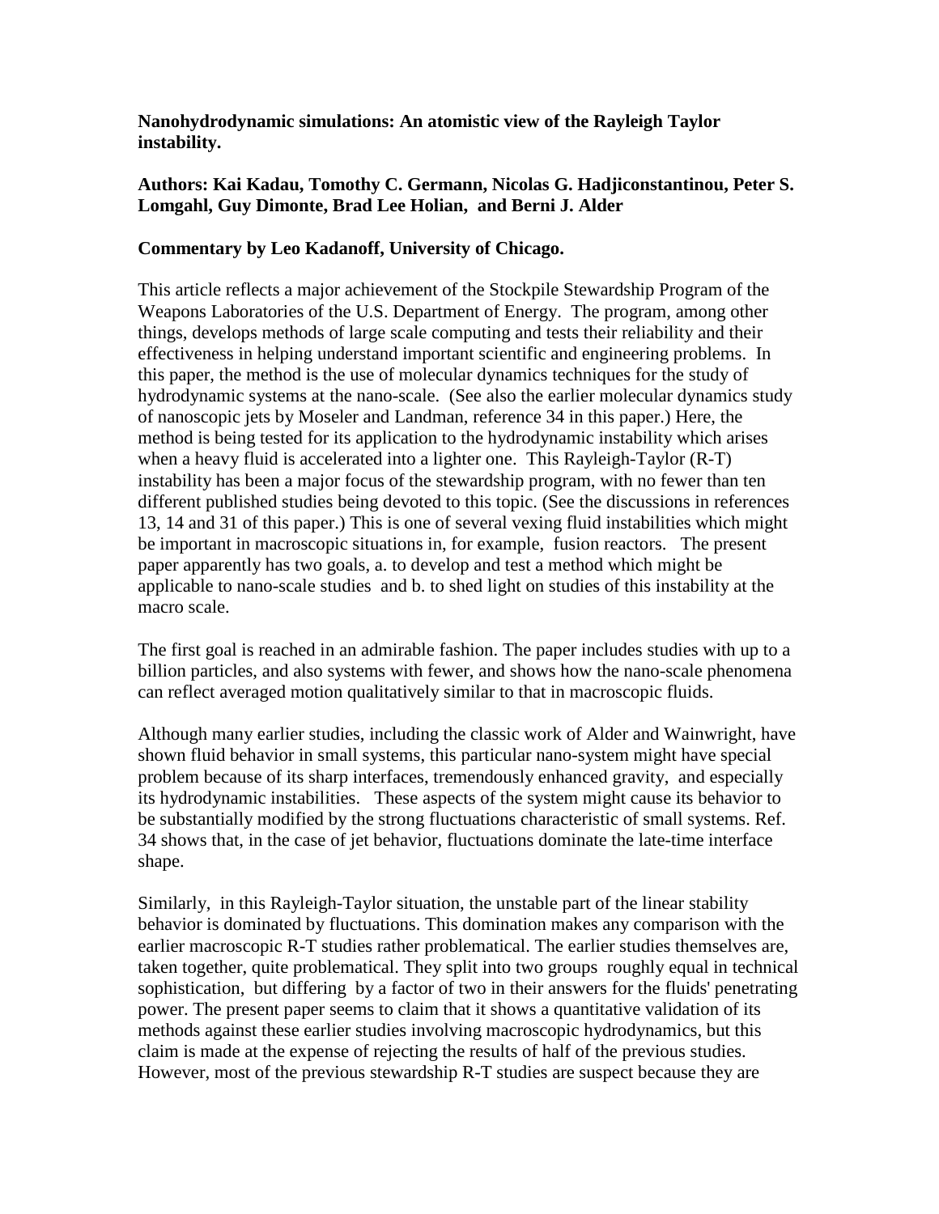**Nanohydrodynamic simulations: An atomistic view of the Rayleigh Taylor instability.**

**Authors: Kai Kadau, Tomothy C. Germann, Nicolas G. Hadjiconstantinou, Peter S. Lomgahl, Guy Dimonte, Brad Lee Holian, and Berni J. Alder**

**Commentary by Leo Kadanoff, University of Chicago.**

This article reflects a major achievement of the Stockpile Stewardship Program of the Weapons Laboratories of the U.S. Department of Energy. The program, among other things, develops methods of large scale computing and tests their reliability and their effectiveness in helping understand important scientific and engineering problems. In this paper, the method is the use of molecular dynamics techniques for the study of hydrodynamic systems at the nano-scale. (See also the earlier molecular dynamics study of nanoscopic jets by Moseler and Landman, reference 34 in this paper.) Here, the method is being tested for its application to the hydrodynamic instability which arises when a heavy fluid is accelerated into a lighter one. This Rayleigh-Taylor (R-T) instability has been a major focus of the stewardship program, with no fewer than ten different published studies being devoted to this topic. (See the discussions in references 13, 14 and 31 of this paper.) This is one of several vexing fluid instabilities which might be important in macroscopic situations in, for example, fusion reactors. The present paper apparently has two goals, a. to develop and test a method which might be applicable to nano-scale studies and b. to shed light on studies of this instability at the macro scale.

The first goal is reached in an admirable fashion. The paper includes studies with up to a billion particles, and also systems with fewer, and shows how the nano-scale phenomena can reflect averaged motion qualitatively similar to that in macroscopic fluids.

Although many earlier studies, including the classic work of Alder and Wainwright, have shown fluid behavior in small systems, this particular nano-system might have special problem because of its sharp interfaces, tremendously enhanced gravity, and especially its hydrodynamic instabilities. These aspects of the system might cause its behavior to be substantially modified by the strong fluctuations characteristic of small systems. Ref. 34 shows that, in the case of jet behavior, fluctuations dominate the late-time interface shape.

Similarly, in this Rayleigh-Taylor situation, the unstable part of the linear stability behavior is dominated by fluctuations. This domination makes any comparison with the earlier macroscopic R-T studies rather problematical. The earlier studies themselves are, taken together, quite problematical. They split into two groups roughly equal in technical sophistication, but differing by a factor of two in their answers for the fluids' penetrating power. The present paper seems to claim that it shows a quantitative validation of its methods against these earlier studies involving macroscopic hydrodynamics, but this claim is made at the expense of rejecting the results of half of the previous studies. However, most of the previous stewardship R-T studies are suspect because they are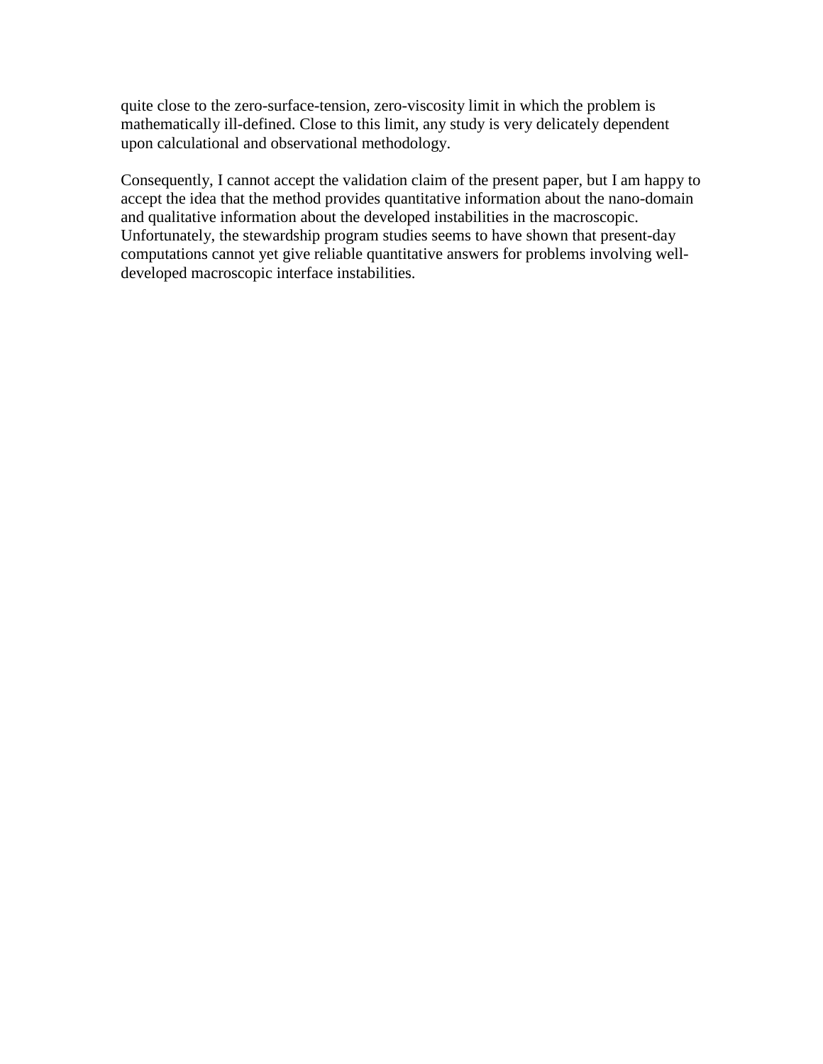quite close to the zero-surface-tension, zero-viscosity limit in which the problem is mathematically ill-defined. Close to this limit, any study is very delicately dependent upon calculational and observational methodology.

Consequently, I cannot accept the validation claim of the present paper, but I am happy to accept the idea that the method provides quantitative information about the nano-domain and qualitative information about the developed instabilities in the macroscopic. Unfortunately, the stewardship program studies seems to have shown that present-day computations cannot yet give reliable quantitative answers for problems involving well-developed macroscopic interface instabilities.